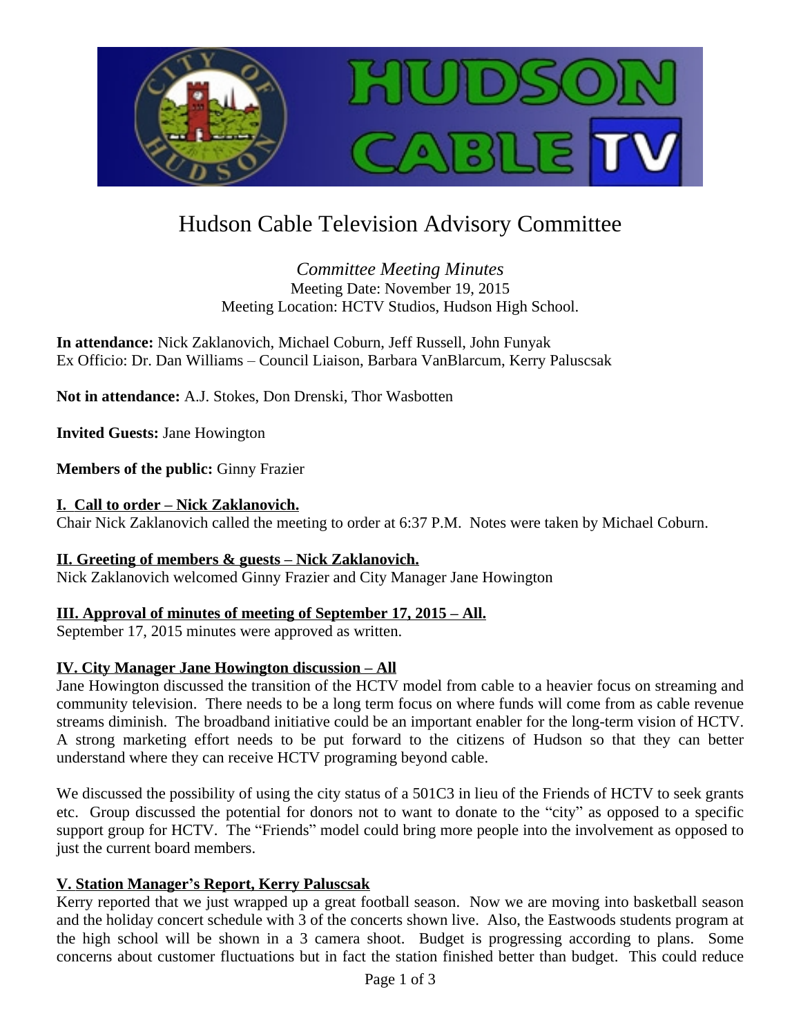# Hudson Cable Television Advisory Committee

*Committee Meeting Minutes*
Meeting Date: November 19, 2015
Meeting Location: HCTV Studios, Hudson High School.

**In attendance:** Nick Zaklanovich, Michael Coburn, Jeff Russell, John Funyak
Ex Officio: Dr. Dan Williams – Council Liaison, Barbara VanBlarcum, Kerry Paluscsak

**Not in attendance:** A.J. Stokes, Don Drenski, Thor Wasbotten

**Invited Guests:** Jane Howington

**Members of the public:** Ginny Frazier

## I. Call to order – Nick Zaklanovich.

Chair Nick Zaklanovich called the meeting to order at 6:37 P.M. Notes were taken by Michael Coburn.

## II. Greeting of members & guests – Nick Zaklanovich.

Nick Zaklanovich welcomed Ginny Frazier and City Manager Jane Howington

## III. Approval of minutes of meeting of September 17, 2015 – All.

September 17, 2015 minutes were approved as written.

## IV. City Manager Jane Howington discussion – All

Jane Howington discussed the transition of the HCTV model from cable to a heavier focus on streaming and community television. There needs to be a long term focus on where funds will come from as cable revenue streams diminish. The broadband initiative could be an important enabler for the long-term vision of HCTV. A strong marketing effort needs to be put forward to the citizens of Hudson so that they can better understand where they can receive HCTV programing beyond cable.

We discussed the possibility of using the city status of a 501C3 in lieu of the Friends of HCTV to seek grants etc. Group discussed the potential for donors not to want to donate to the "city" as opposed to a specific support group for HCTV. The "Friends" model could bring more people into the involvement as opposed to just the current board members.

## V. Station Manager's Report, Kerry Paluscsak

Kerry reported that we just wrapped up a great football season. Now we are moving into basketball season and the holiday concert schedule with 3 of the concerts shown live. Also, the Eastwoods students program at the high school will be shown in a 3 camera shoot. Budget is progressing according to plans. Some concerns about customer fluctuations but in fact the station finished better than budget. This could reduce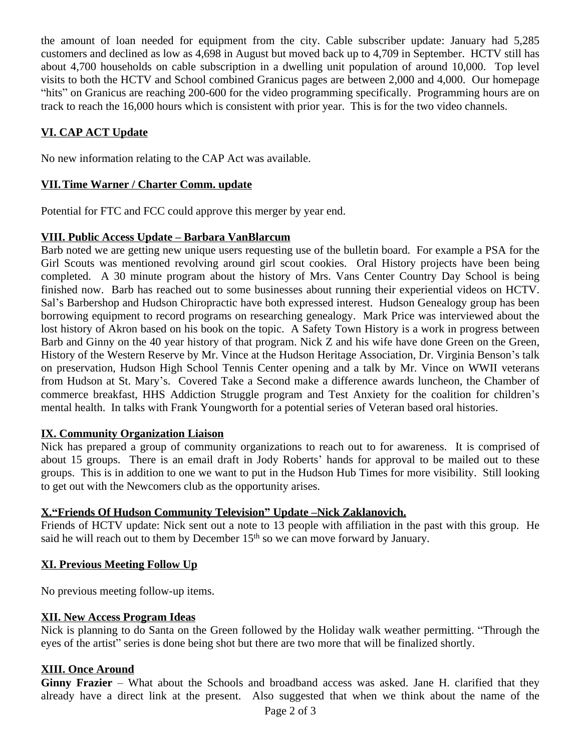the amount of loan needed for equipment from the city. Cable subscriber update: January had 5,285 customers and declined as low as 4,698 in August but moved back up to 4,709 in September. HCTV still has about 4,700 households on cable subscription in a dwelling unit population of around 10,000. Top level visits to both the HCTV and School combined Granicus pages are between 2,000 and 4,000. Our homepage "hits" on Granicus are reaching 200-600 for the video programming specifically. Programming hours are on track to reach the 16,000 hours which is consistent with prior year. This is for the two video channels.

**VI. CAP ACT Update**

No new information relating to the CAP Act was available.

**VII. Time Warner / Charter Comm. update**

Potential for FTC and FCC could approve this merger by year end.

**VIII. Public Access Update – Barbara VanBlarcum**

Barb noted we are getting new unique users requesting use of the bulletin board. For example a PSA for the Girl Scouts was mentioned revolving around girl scout cookies. Oral History projects have been being completed. A 30 minute program about the history of Mrs. Vans Center Country Day School is being finished now. Barb has reached out to some businesses about running their experiential videos on HCTV. Sal's Barbershop and Hudson Chiropractic have both expressed interest. Hudson Genealogy group has been borrowing equipment to record programs on researching genealogy. Mark Price was interviewed about the lost history of Akron based on his book on the topic. A Safety Town History is a work in progress between Barb and Ginny on the 40 year history of that program. Nick Z and his wife have done Green on the Green, History of the Western Reserve by Mr. Vince at the Hudson Heritage Association, Dr. Virginia Benson's talk on preservation, Hudson High School Tennis Center opening and a talk by Mr. Vince on WWII veterans from Hudson at St. Mary's. Covered Take a Second make a difference awards luncheon, the Chamber of commerce breakfast, HHS Addiction Struggle program and Test Anxiety for the coalition for children's mental health. In talks with Frank Youngworth for a potential series of Veteran based oral histories.

**IX. Community Organization Liaison**

Nick has prepared a group of community organizations to reach out to for awareness. It is comprised of about 15 groups. There is an email draft in Jody Roberts' hands for approval to be mailed out to these groups. This is in addition to one we want to put in the Hudson Hub Times for more visibility. Still looking to get out with the Newcomers club as the opportunity arises.

**X."Friends Of Hudson Community Television" Update –Nick Zaklanovich.**

Friends of HCTV update: Nick sent out a note to 13 people with affiliation in the past with this group. He said he will reach out to them by December 15th so we can move forward by January.

**XI. Previous Meeting Follow Up**

No previous meeting follow-up items.

**XII. New Access Program Ideas**

Nick is planning to do Santa on the Green followed by the Holiday walk weather permitting. "Through the eyes of the artist" series is done being shot but there are two more that will be finalized shortly.

**XIII. Once Around**

**Ginny Frazier** – What about the Schools and broadband access was asked. Jane H. clarified that they already have a direct link at the present. Also suggested that when we think about the name of the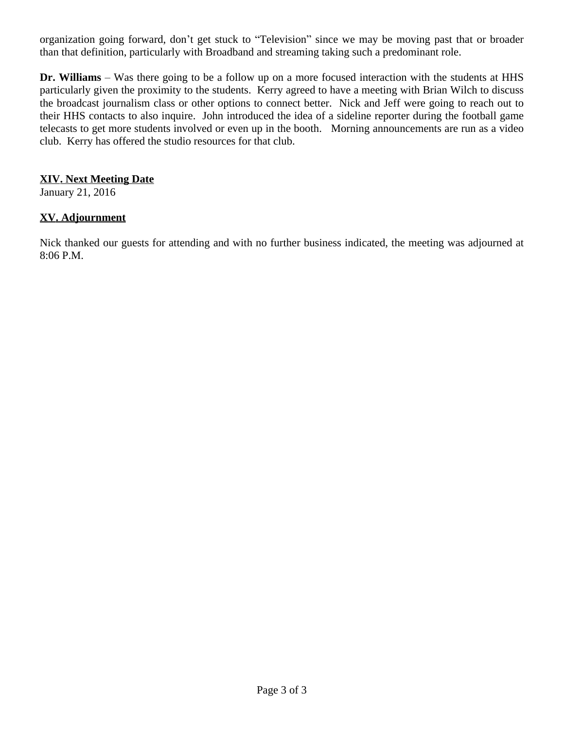organization going forward, don't get stuck to "Television" since we may be moving past that or broader than that definition, particularly with Broadband and streaming taking such a predominant role.

**Dr. Williams** – Was there going to be a follow up on a more focused interaction with the students at HHS particularly given the proximity to the students. Kerry agreed to have a meeting with Brian Wilch to discuss the broadcast journalism class or other options to connect better. Nick and Jeff were going to reach out to their HHS contacts to also inquire. John introduced the idea of a sideline reporter during the football game telecasts to get more students involved or even up in the booth. Morning announcements are run as a video club. Kerry has offered the studio resources for that club.

## XIV. Next Meeting Date

January 21, 2016

## XV. Adjournment

Nick thanked our guests for attending and with no further business indicated, the meeting was adjourned at 8:06 P.M.